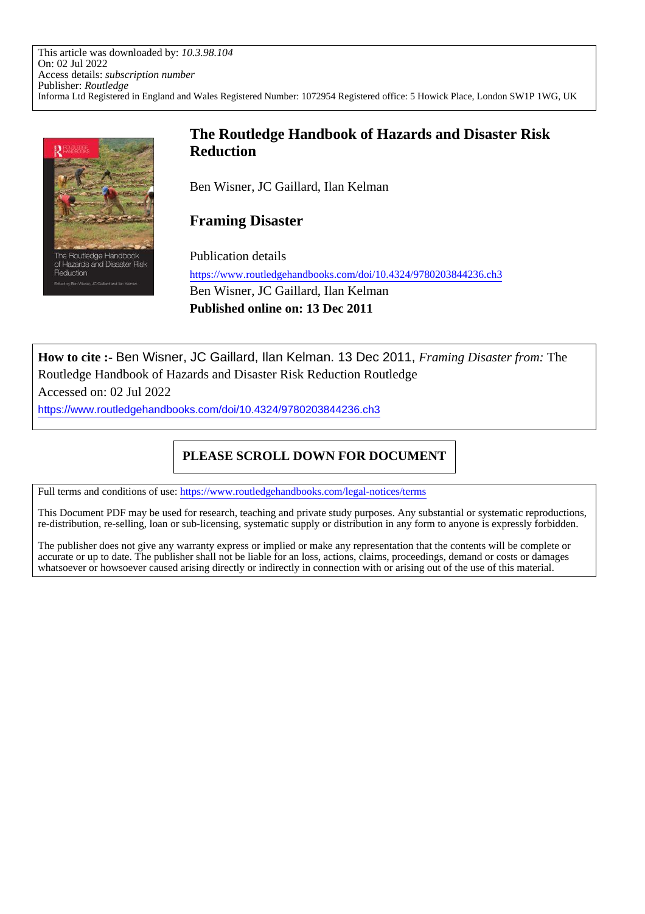This article was downloaded by: *10.3.98.104*
On: 02 Jul 2022
Access details: *subscription number*
Publisher: *Routledge*
Informa Ltd Registered in England and Wales Registered Number: 1072954 Registered office: 5 Howick Place, London SW1P 1WG, UK

# The Routledge Handbook of Hazards and Disaster Risk Reduction

Ben Wisner, JC Gaillard, Ilan Kelman

## Framing Disaster

Publication details
https://www.routledgehandbooks.com/doi/10.4324/9780203844236.ch3
Ben Wisner, JC Gaillard, Ilan Kelman
**Published online on: 13 Dec 2011**

**How to cite :-** Ben Wisner, JC Gaillard, Ilan Kelman. 13 Dec 2011, *Framing Disaster from:* The Routledge Handbook of Hazards and Disaster Risk Reduction Routledge
Accessed on: 02 Jul 2022
https://www.routledgehandbooks.com/doi/10.4324/9780203844236.ch3

**PLEASE SCROLL DOWN FOR DOCUMENT**

Full terms and conditions of use: https://www.routledgehandbooks.com/legal-notices/terms

This Document PDF may be used for research, teaching and private study purposes. Any substantial or systematic reproductions, re-distribution, re-selling, loan or sub-licensing, systematic supply or distribution in any form to anyone is expressly forbidden.

The publisher does not give any warranty express or implied or make any representation that the contents will be complete or accurate or up to date. The publisher shall not be liable for an loss, actions, claims, proceedings, demand or costs or damages whatsoever or howsoever caused arising directly or indirectly in connection with or arising out of the use of this material.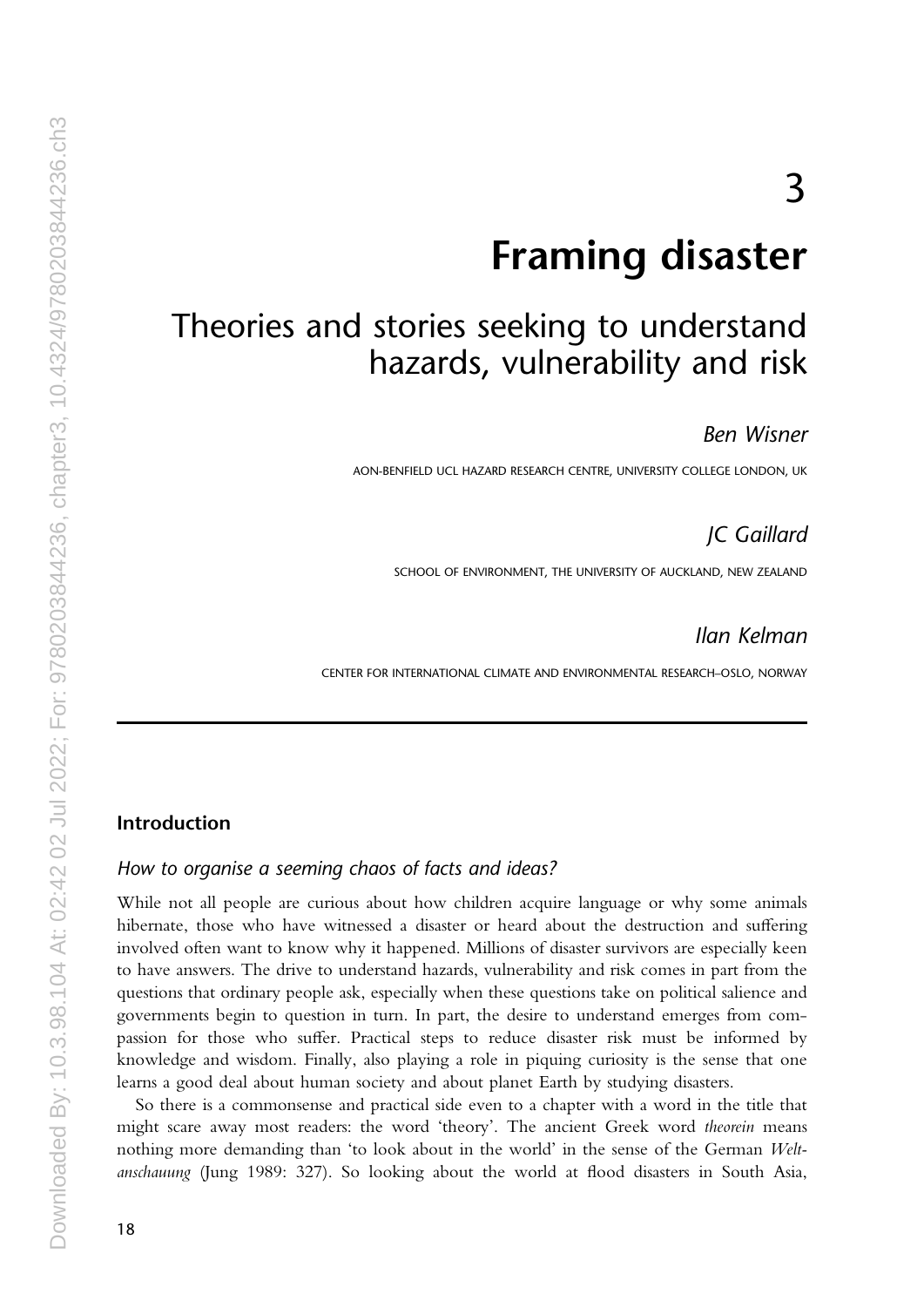# 3

# Framing disaster

## Theories and stories seeking to understand hazards, vulnerability and risk

*Ben Wisner*

AON-BENFIELD UCL HAZARD RESEARCH CENTRE, UNIVERSITY COLLEGE LONDON, UK

*JC Gaillard*

SCHOOL OF ENVIRONMENT, THE UNIVERSITY OF AUCKLAND, NEW ZEALAND

*Ilan Kelman*

CENTER FOR INTERNATIONAL CLIMATE AND ENVIRONMENTAL RESEARCH–OSLO, NORWAY

### Introduction

#### *How to organise a seeming chaos of facts and ideas?*

While not all people are curious about how children acquire language or why some animals hibernate, those who have witnessed a disaster or heard about the destruction and suffering involved often want to know why it happened. Millions of disaster survivors are especially keen to have answers. The drive to understand hazards, vulnerability and risk comes in part from the questions that ordinary people ask, especially when these questions take on political salience and governments begin to question in turn. In part, the desire to understand emerges from compassion for those who suffer. Practical steps to reduce disaster risk must be informed by knowledge and wisdom. Finally, also playing a role in piquing curiosity is the sense that one learns a good deal about human society and about planet Earth by studying disasters.

So there is a commonsense and practical side even to a chapter with a word in the title that might scare away most readers: the word 'theory'. The ancient Greek word *theorein* means nothing more demanding than 'to look about in the world' in the sense of the German *Weltanschauung* (Jung 1989: 327). So looking about the world at flood disasters in South Asia,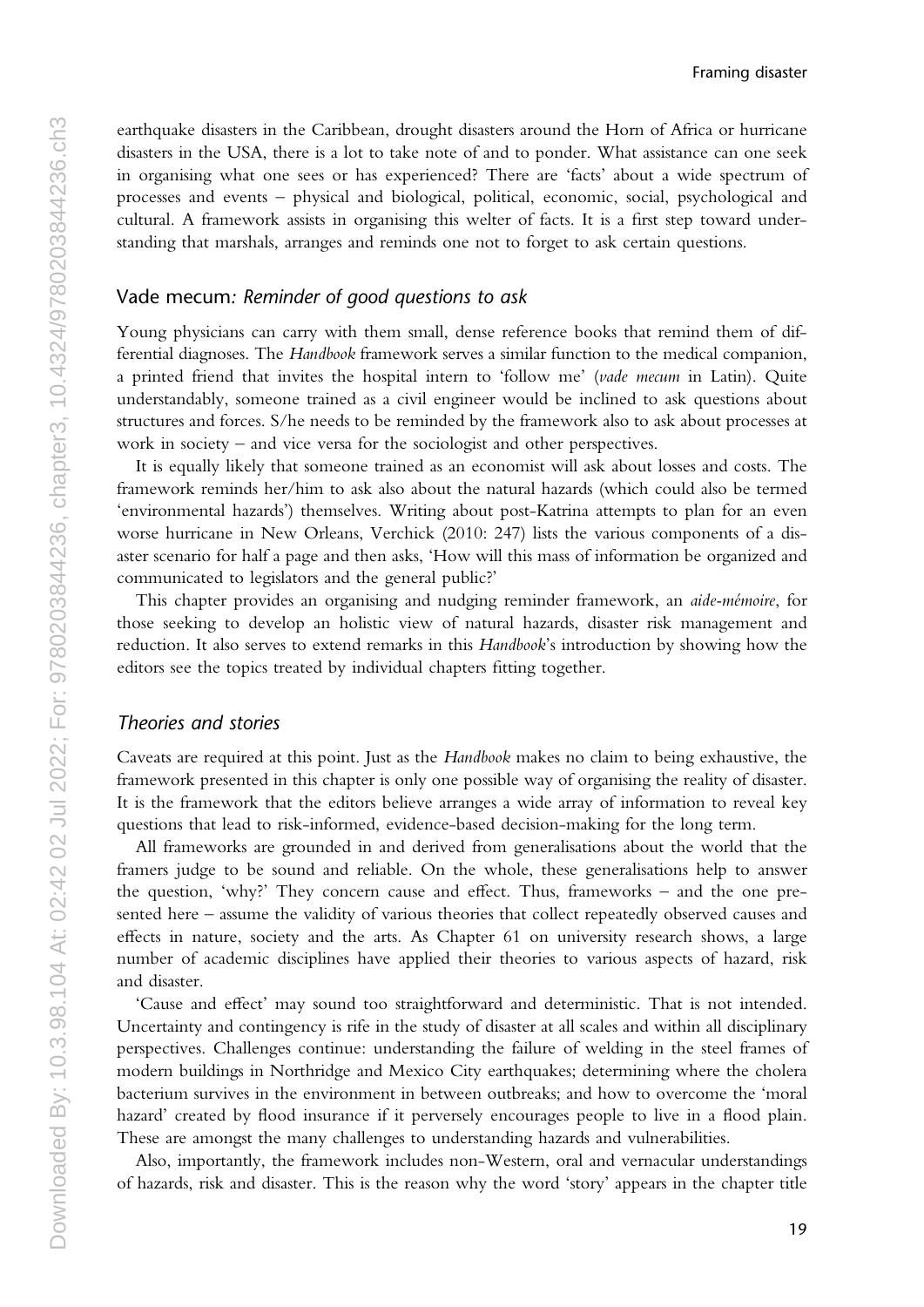earthquake disasters in the Caribbean, drought disasters around the Horn of Africa or hurricane disasters in the USA, there is a lot to take note of and to ponder. What assistance can one seek in organising what one sees or has experienced? There are 'facts' about a wide spectrum of processes and events – physical and biological, political, economic, social, psychological and cultural. A framework assists in organising this welter of facts. It is a first step toward understanding that marshals, arranges and reminds one not to forget to ask certain questions.

## Vade mecum*: Reminder of good questions to ask*

Young physicians can carry with them small, dense reference books that remind them of differential diagnoses. The *Handbook* framework serves a similar function to the medical companion, a printed friend that invites the hospital intern to 'follow me' (*vade mecum* in Latin). Quite understandably, someone trained as a civil engineer would be inclined to ask questions about structures and forces. S/he needs to be reminded by the framework also to ask about processes at work in society – and vice versa for the sociologist and other perspectives.

It is equally likely that someone trained as an economist will ask about losses and costs. The framework reminds her/him to ask also about the natural hazards (which could also be termed 'environmental hazards') themselves. Writing about post-Katrina attempts to plan for an even worse hurricane in New Orleans, Verchick (2010: 247) lists the various components of a disaster scenario for half a page and then asks, 'How will this mass of information be organized and communicated to legislators and the general public?'

This chapter provides an organising and nudging reminder framework, an *aide-mémoire*, for those seeking to develop an holistic view of natural hazards, disaster risk management and reduction. It also serves to extend remarks in this *Handbook*'s introduction by showing how the editors see the topics treated by individual chapters fitting together.

## *Theories and stories*

Caveats are required at this point. Just as the *Handbook* makes no claim to being exhaustive, the framework presented in this chapter is only one possible way of organising the reality of disaster. It is the framework that the editors believe arranges a wide array of information to reveal key questions that lead to risk-informed, evidence-based decision-making for the long term.

All frameworks are grounded in and derived from generalisations about the world that the framers judge to be sound and reliable. On the whole, these generalisations help to answer the question, 'why?' They concern cause and effect. Thus, frameworks – and the one presented here – assume the validity of various theories that collect repeatedly observed causes and effects in nature, society and the arts. As Chapter 61 on university research shows, a large number of academic disciplines have applied their theories to various aspects of hazard, risk and disaster.

'Cause and effect' may sound too straightforward and deterministic. That is not intended. Uncertainty and contingency is rife in the study of disaster at all scales and within all disciplinary perspectives. Challenges continue: understanding the failure of welding in the steel frames of modern buildings in Northridge and Mexico City earthquakes; determining where the cholera bacterium survives in the environment in between outbreaks; and how to overcome the 'moral hazard' created by flood insurance if it perversely encourages people to live in a flood plain. These are amongst the many challenges to understanding hazards and vulnerabilities.

Also, importantly, the framework includes non-Western, oral and vernacular understandings of hazards, risk and disaster. This is the reason why the word 'story' appears in the chapter title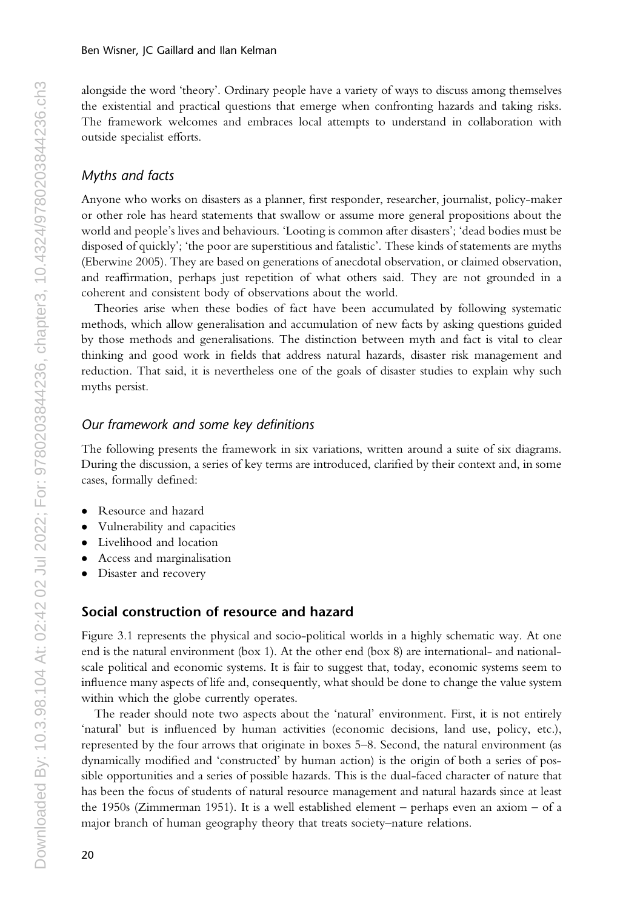alongside the word 'theory'. Ordinary people have a variety of ways to discuss among themselves the existential and practical questions that emerge when confronting hazards and taking risks. The framework welcomes and embraces local attempts to understand in collaboration with outside specialist efforts.

### *Myths and facts*

Anyone who works on disasters as a planner, first responder, researcher, journalist, policy-maker or other role has heard statements that swallow or assume more general propositions about the world and people's lives and behaviours. 'Looting is common after disasters'; 'dead bodies must be disposed of quickly'; 'the poor are superstitious and fatalistic'. These kinds of statements are myths (Eberwine 2005). They are based on generations of anecdotal observation, or claimed observation, and reaffirmation, perhaps just repetition of what others said. They are not grounded in a coherent and consistent body of observations about the world.

Theories arise when these bodies of fact have been accumulated by following systematic methods, which allow generalisation and accumulation of new facts by asking questions guided by those methods and generalisations. The distinction between myth and fact is vital to clear thinking and good work in fields that address natural hazards, disaster risk management and reduction. That said, it is nevertheless one of the goals of disaster studies to explain why such myths persist.

### *Our framework and some key definitions*

The following presents the framework in six variations, written around a suite of six diagrams. During the discussion, a series of key terms are introduced, clarified by their context and, in some cases, formally defined:

- Resource and hazard
- Vulnerability and capacities
- Livelihood and location
- Access and marginalisation
- Disaster and recovery

## Social construction of resource and hazard

Figure 3.1 represents the physical and socio-political worlds in a highly schematic way. At one end is the natural environment (box 1). At the other end (box 8) are international- and national-scale political and economic systems. It is fair to suggest that, today, economic systems seem to influence many aspects of life and, consequently, what should be done to change the value system within which the globe currently operates.

The reader should note two aspects about the 'natural' environment. First, it is not entirely 'natural' but is influenced by human activities (economic decisions, land use, policy, etc.), represented by the four arrows that originate in boxes 5–8. Second, the natural environment (as dynamically modified and 'constructed' by human action) is the origin of both a series of possible opportunities and a series of possible hazards. This is the dual-faced character of nature that has been the focus of students of natural resource management and natural hazards since at least the 1950s (Zimmerman 1951). It is a well established element – perhaps even an axiom – of a major branch of human geography theory that treats society–nature relations.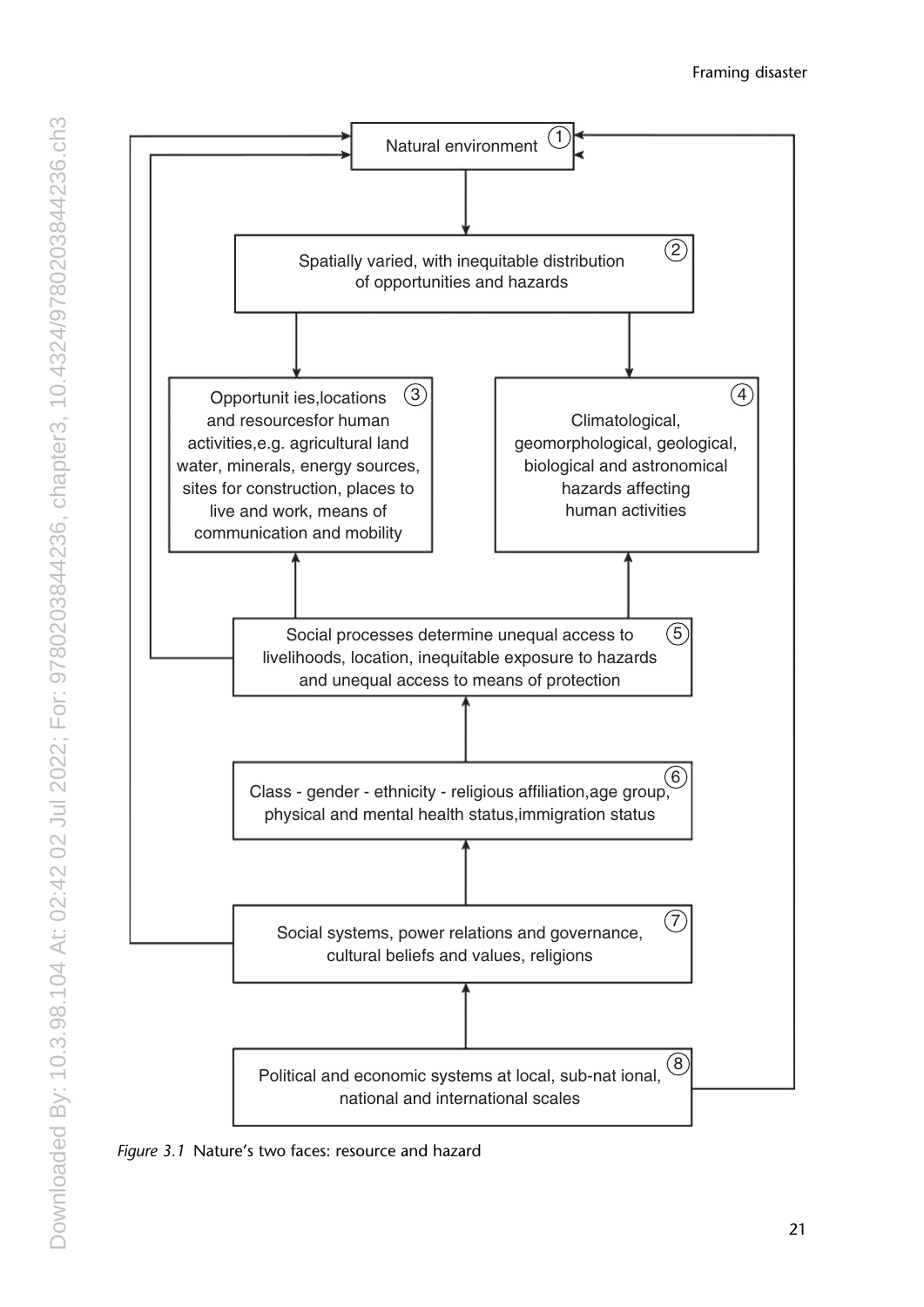Natural environment ①

Spatially varied, with inequitable distribution of opportunities and hazards ②

Opportunit ies,locations and resourcesfor human activities,e.g. agricultural land water, minerals, energy sources, sites for construction, places to live and work, means of communication and mobility ③

Climatological, geomorphological, geological, biological and astronomical hazards affecting human activities ④

Social processes determine unequal access to livelihoods, location, inequitable exposure to hazards and unequal access to means of protection ⑤

Class - gender - ethnicity - religious affiliation,age group, physical and mental health status,immigration status ⑥

Social systems, power relations and governance, cultural beliefs and values, religions ⑦

Political and economic systems at local, sub-nat ional, national and international scales ⑧

*Figure 3.1* Nature's two faces: resource and hazard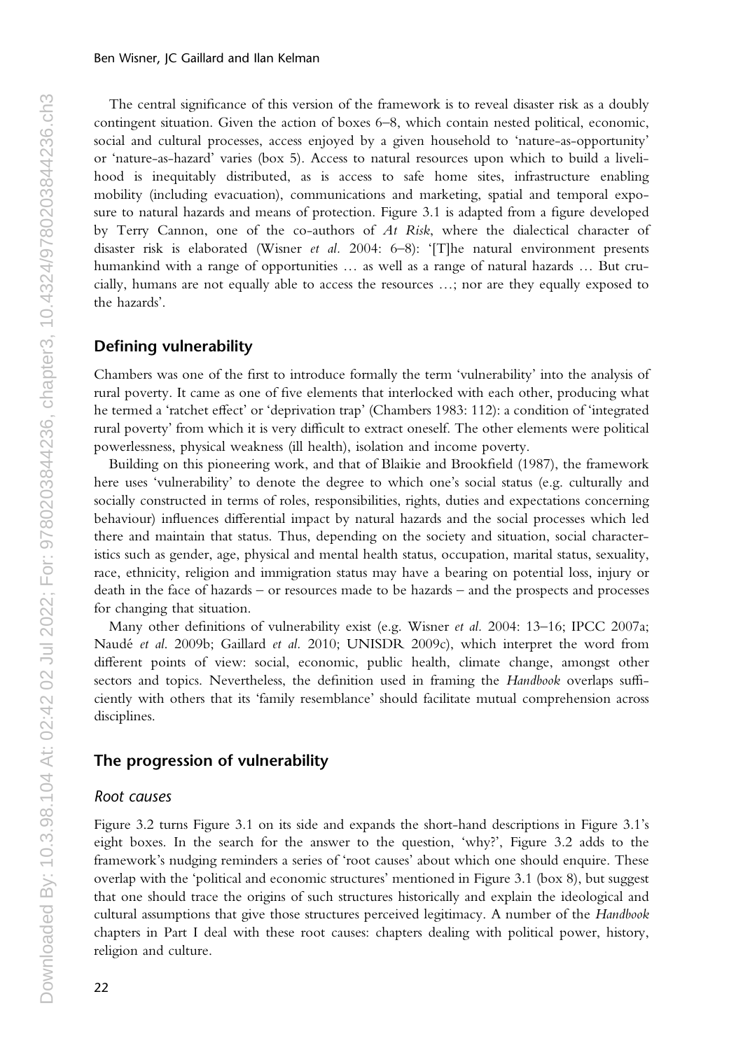The central significance of this version of the framework is to reveal disaster risk as a doubly contingent situation. Given the action of boxes 6–8, which contain nested political, economic, social and cultural processes, access enjoyed by a given household to 'nature-as-opportunity' or 'nature-as-hazard' varies (box 5). Access to natural resources upon which to build a livelihood is inequitably distributed, as is access to safe home sites, infrastructure enabling mobility (including evacuation), communications and marketing, spatial and temporal exposure to natural hazards and means of protection. Figure 3.1 is adapted from a figure developed by Terry Cannon, one of the co-authors of *At Risk*, where the dialectical character of disaster risk is elaborated (Wisner *et al.* 2004: 6–8): '[T]he natural environment presents humankind with a range of opportunities … as well as a range of natural hazards … But crucially, humans are not equally able to access the resources …; nor are they equally exposed to the hazards'.

## Defining vulnerability

Chambers was one of the first to introduce formally the term 'vulnerability' into the analysis of rural poverty. It came as one of five elements that interlocked with each other, producing what he termed a 'ratchet effect' or 'deprivation trap' (Chambers 1983: 112): a condition of 'integrated rural poverty' from which it is very difficult to extract oneself. The other elements were political powerlessness, physical weakness (ill health), isolation and income poverty.

Building on this pioneering work, and that of Blaikie and Brookfield (1987), the framework here uses 'vulnerability' to denote the degree to which one's social status (e.g. culturally and socially constructed in terms of roles, responsibilities, rights, duties and expectations concerning behaviour) influences differential impact by natural hazards and the social processes which led there and maintain that status. Thus, depending on the society and situation, social characteristics such as gender, age, physical and mental health status, occupation, marital status, sexuality, race, ethnicity, religion and immigration status may have a bearing on potential loss, injury or death in the face of hazards – or resources made to be hazards – and the prospects and processes for changing that situation.

Many other definitions of vulnerability exist (e.g. Wisner *et al.* 2004: 13–16; IPCC 2007a; Naudé *et al.* 2009b; Gaillard *et al.* 2010; UNISDR 2009c), which interpret the word from different points of view: social, economic, public health, climate change, amongst other sectors and topics. Nevertheless, the definition used in framing the *Handbook* overlaps sufficiently with others that its 'family resemblance' should facilitate mutual comprehension across disciplines.

## The progression of vulnerability

### *Root causes*

Figure 3.2 turns Figure 3.1 on its side and expands the short-hand descriptions in Figure 3.1's eight boxes. In the search for the answer to the question, 'why?', Figure 3.2 adds to the framework's nudging reminders a series of 'root causes' about which one should enquire. These overlap with the 'political and economic structures' mentioned in Figure 3.1 (box 8), but suggest that one should trace the origins of such structures historically and explain the ideological and cultural assumptions that give those structures perceived legitimacy. A number of the *Handbook* chapters in Part I deal with these root causes: chapters dealing with political power, history, religion and culture.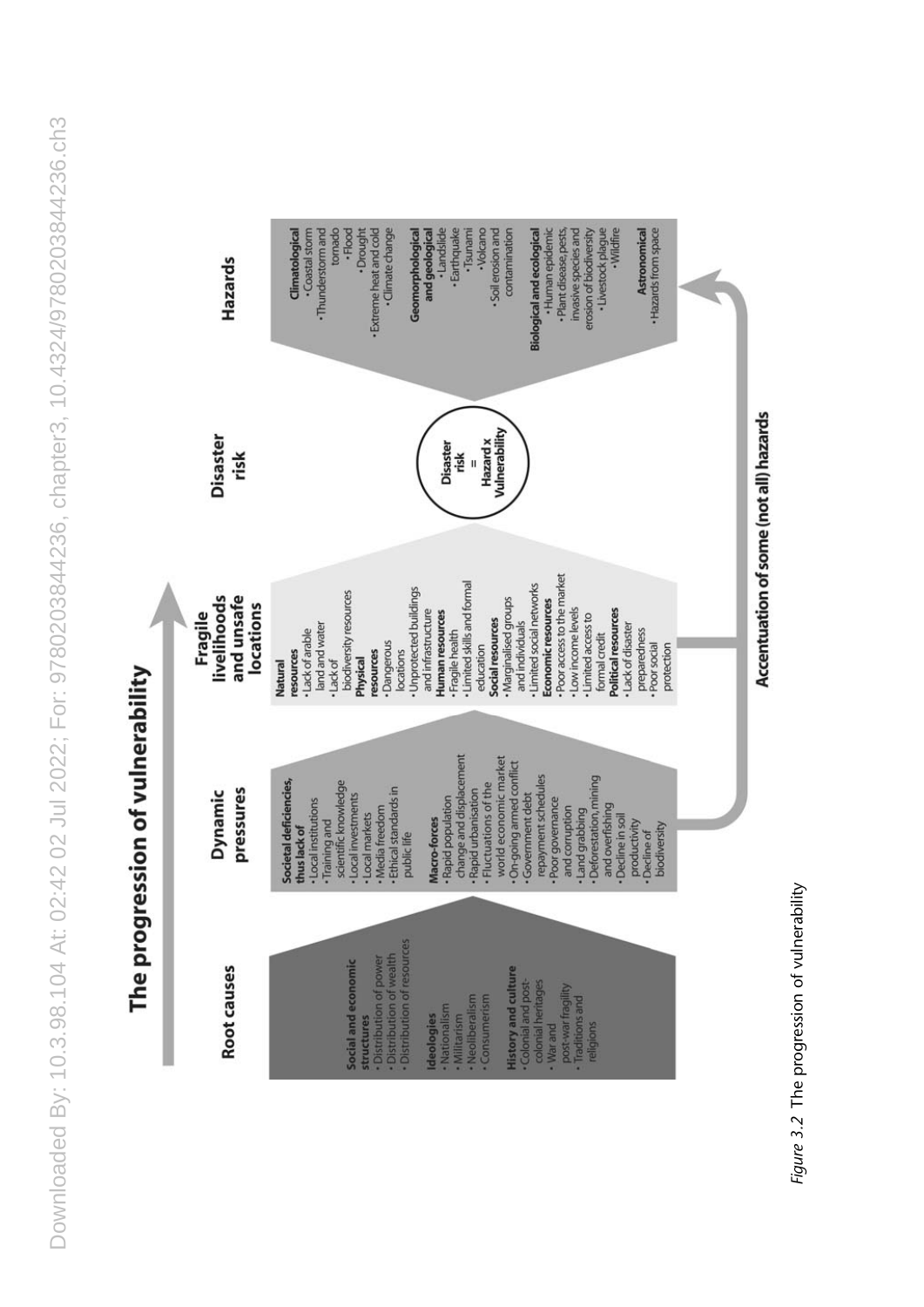## The progression of vulnerability

### Root causes

**Social and economic structures**
- Distribution of power
- Distribution of wealth
- Distribution of resources

**Ideologies**
- Nationalism
- Militarism
- Neoliberalism
- Consumerism

**History and culture**
- Colonial and post-colonial heritages
- War and post-war fragility
- Traditions and religions

### Dynamic pressures

**Societal deficiencies, thus lack of**
- Local institutions
- Training and scientific knowledge
- Local investments
- Local markets
- Media freedom
- Ethical standards in public life

**Macro-forces**
- Rapid population change and displacement
- Rapid urbanisation
- Fluctuations of the world economic market
- On-going armed conflict
- Government debt repayment schedules
- Poor governance and corruption
- Land grabbing
- Deforestation, mining and overfishing
- Decline in soil productivity
- Decline of biodiversity

### Fragile livelihoods and unsafe locations

**Natural resources**
- Lack of arable land and water
- Lack of biodiversity resources

**Physical resources**
- Dangerous locations
- Unprotected buildings and infrastructure

**Human resources**
- Fragile health
- Limited skills and formal education

**Social resources**
- Marginalised groups and individuals
- Limited social networks

**Economic resources**
- Poor access to the market
- Low income levels
- Limited access to formal credit

**Political resources**
- Lack of disaster preparedness
- Poor social protection

### Disaster risk

Disaster risk = Hazard x Vulnerability

### Hazards

**Climatological**
- Coastal storm
- Thunderstorm and tornado
- Flood
- Drought
- Extreme heat and cold
- Climate change

**Geomorphological and geological**
- Landslide
- Earthquake
- Tsunami
- Volcano
- Soil erosion and contamination

**Biological and ecological**
- Human epidemic
- Plant disease, pests, invasive species and erosion of biodiversity
- Livestock plague
- Wildfire

**Astronomical**
- Hazards from space

Accentuation of some (not all) hazards

*Figure 3.2* The progression of vulnerability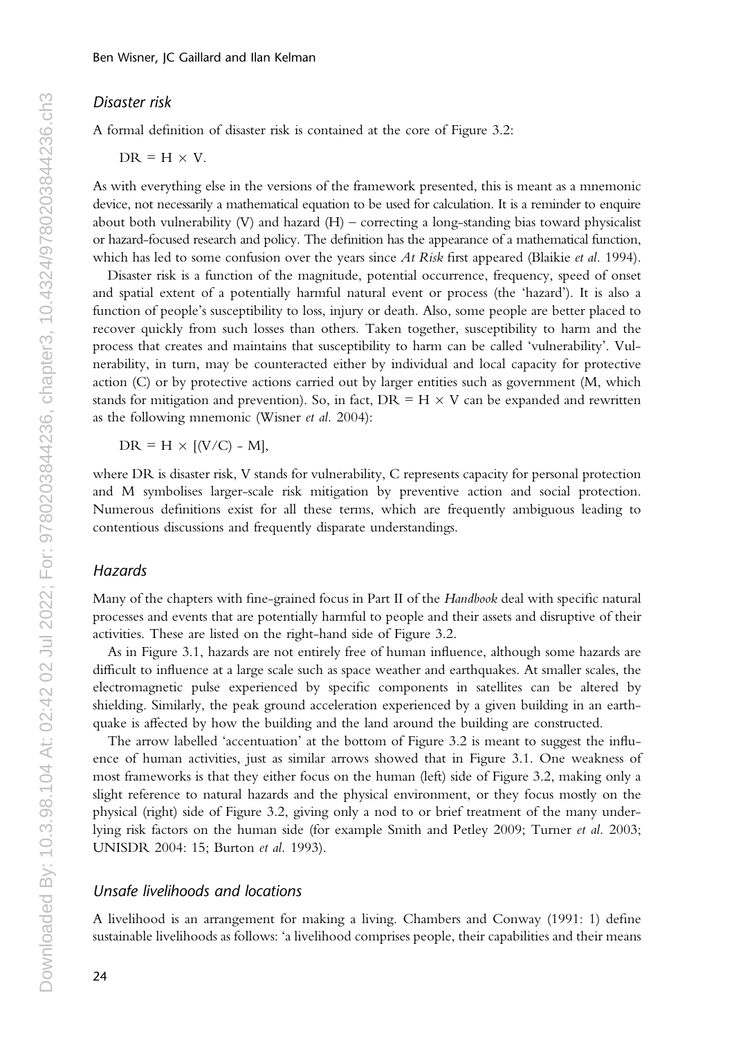### Disaster risk

A formal definition of disaster risk is contained at the core of Figure 3.2:

$$DR = H \times V.$$

As with everything else in the versions of the framework presented, this is meant as a mnemonic device, not necessarily a mathematical equation to be used for calculation. It is a reminder to enquire about both vulnerability (V) and hazard (H) – correcting a long-standing bias toward physicalist or hazard-focused research and policy. The definition has the appearance of a mathematical function, which has led to some confusion over the years since *At Risk* first appeared (Blaikie *et al.* 1994).

Disaster risk is a function of the magnitude, potential occurrence, frequency, speed of onset and spatial extent of a potentially harmful natural event or process (the 'hazard'). It is also a function of people's susceptibility to loss, injury or death. Also, some people are better placed to recover quickly from such losses than others. Taken together, susceptibility to harm and the process that creates and maintains that susceptibility to harm can be called 'vulnerability'. Vulnerability, in turn, may be counteracted either by individual and local capacity for protective action (C) or by protective actions carried out by larger entities such as government (M, which stands for mitigation and prevention). So, in fact, $DR = H \times V$ can be expanded and rewritten as the following mnemonic (Wisner *et al.* 2004):

$$DR = H \times [(V/C) - M],$$

where DR is disaster risk, V stands for vulnerability, C represents capacity for personal protection and M symbolises larger-scale risk mitigation by preventive action and social protection. Numerous definitions exist for all these terms, which are frequently ambiguous leading to contentious discussions and frequently disparate understandings.

### Hazards

Many of the chapters with fine-grained focus in Part II of the *Handbook* deal with specific natural processes and events that are potentially harmful to people and their assets and disruptive of their activities. These are listed on the right-hand side of Figure 3.2.

As in Figure 3.1, hazards are not entirely free of human influence, although some hazards are difficult to influence at a large scale such as space weather and earthquakes. At smaller scales, the electromagnetic pulse experienced by specific components in satellites can be altered by shielding. Similarly, the peak ground acceleration experienced by a given building in an earthquake is affected by how the building and the land around the building are constructed.

The arrow labelled 'accentuation' at the bottom of Figure 3.2 is meant to suggest the influence of human activities, just as similar arrows showed that in Figure 3.1. One weakness of most frameworks is that they either focus on the human (left) side of Figure 3.2, making only a slight reference to natural hazards and the physical environment, or they focus mostly on the physical (right) side of Figure 3.2, giving only a nod to or brief treatment of the many underlying risk factors on the human side (for example Smith and Petley 2009; Turner *et al.* 2003; UNISDR 2004: 15; Burton *et al.* 1993).

### Unsafe livelihoods and locations

A livelihood is an arrangement for making a living. Chambers and Conway (1991: 1) define sustainable livelihoods as follows: 'a livelihood comprises people, their capabilities and their means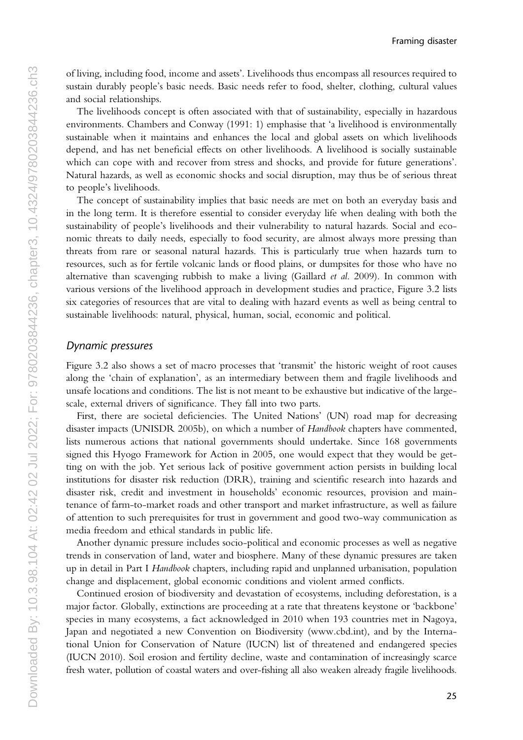of living, including food, income and assets'. Livelihoods thus encompass all resources required to sustain durably people's basic needs. Basic needs refer to food, shelter, clothing, cultural values and social relationships.

The livelihoods concept is often associated with that of sustainability, especially in hazardous environments. Chambers and Conway (1991: 1) emphasise that 'a livelihood is environmentally sustainable when it maintains and enhances the local and global assets on which livelihoods depend, and has net beneficial effects on other livelihoods. A livelihood is socially sustainable which can cope with and recover from stress and shocks, and provide for future generations'. Natural hazards, as well as economic shocks and social disruption, may thus be of serious threat to people's livelihoods.

The concept of sustainability implies that basic needs are met on both an everyday basis and in the long term. It is therefore essential to consider everyday life when dealing with both the sustainability of people's livelihoods and their vulnerability to natural hazards. Social and economic threats to daily needs, especially to food security, are almost always more pressing than threats from rare or seasonal natural hazards. This is particularly true when hazards turn to resources, such as for fertile volcanic lands or flood plains, or dumpsites for those who have no alternative than scavenging rubbish to make a living (Gaillard *et al.* 2009). In common with various versions of the livelihood approach in development studies and practice, Figure 3.2 lists six categories of resources that are vital to dealing with hazard events as well as being central to sustainable livelihoods: natural, physical, human, social, economic and political.

### *Dynamic pressures*

Figure 3.2 also shows a set of macro processes that 'transmit' the historic weight of root causes along the 'chain of explanation', as an intermediary between them and fragile livelihoods and unsafe locations and conditions. The list is not meant to be exhaustive but indicative of the large-scale, external drivers of significance. They fall into two parts.

First, there are societal deficiencies. The United Nations' (UN) road map for decreasing disaster impacts (UNISDR 2005b), on which a number of *Handbook* chapters have commented, lists numerous actions that national governments should undertake. Since 168 governments signed this Hyogo Framework for Action in 2005, one would expect that they would be getting on with the job. Yet serious lack of positive government action persists in building local institutions for disaster risk reduction (DRR), training and scientific research into hazards and disaster risk, credit and investment in households' economic resources, provision and maintenance of farm-to-market roads and other transport and market infrastructure, as well as failure of attention to such prerequisites for trust in government and good two-way communication as media freedom and ethical standards in public life.

Another dynamic pressure includes socio-political and economic processes as well as negative trends in conservation of land, water and biosphere. Many of these dynamic pressures are taken up in detail in Part I *Handbook* chapters, including rapid and unplanned urbanisation, population change and displacement, global economic conditions and violent armed conflicts.

Continued erosion of biodiversity and devastation of ecosystems, including deforestation, is a major factor. Globally, extinctions are proceeding at a rate that threatens keystone or 'backbone' species in many ecosystems, a fact acknowledged in 2010 when 193 countries met in Nagoya, Japan and negotiated a new Convention on Biodiversity (www.cbd.int), and by the International Union for Conservation of Nature (IUCN) list of threatened and endangered species (IUCN 2010). Soil erosion and fertility decline, waste and contamination of increasingly scarce fresh water, pollution of coastal waters and over-fishing all also weaken already fragile livelihoods.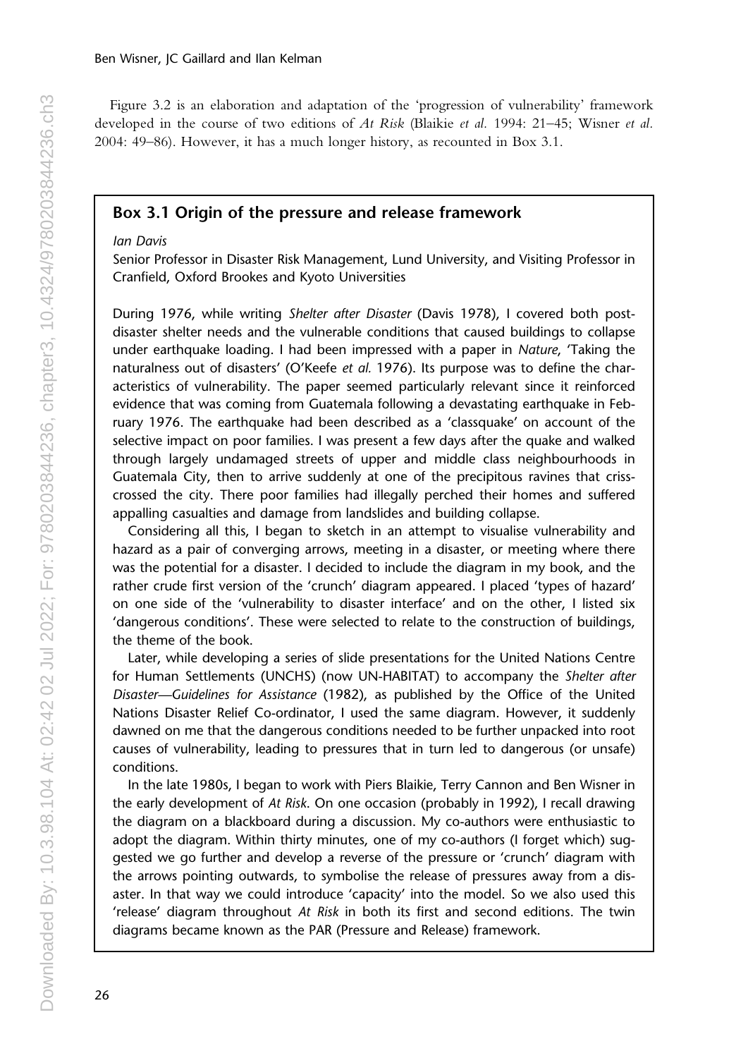Figure 3.2 is an elaboration and adaptation of the 'progression of vulnerability' framework developed in the course of two editions of *At Risk* (Blaikie *et al.* 1994: 21–45; Wisner *et al.* 2004: 49–86). However, it has a much longer history, as recounted in Box 3.1.

## Box 3.1 Origin of the pressure and release framework

*Ian Davis*

Senior Professor in Disaster Risk Management, Lund University, and Visiting Professor in Cranfield, Oxford Brookes and Kyoto Universities

During 1976, while writing *Shelter after Disaster* (Davis 1978), I covered both post-disaster shelter needs and the vulnerable conditions that caused buildings to collapse under earthquake loading. I had been impressed with a paper in *Nature*, 'Taking the naturalness out of disasters' (O'Keefe *et al.* 1976). Its purpose was to define the characteristics of vulnerability. The paper seemed particularly relevant since it reinforced evidence that was coming from Guatemala following a devastating earthquake in February 1976. The earthquake had been described as a 'classquake' on account of the selective impact on poor families. I was present a few days after the quake and walked through largely undamaged streets of upper and middle class neighbourhoods in Guatemala City, then to arrive suddenly at one of the precipitous ravines that criss-crossed the city. There poor families had illegally perched their homes and suffered appalling casualties and damage from landslides and building collapse.

Considering all this, I began to sketch in an attempt to visualise vulnerability and hazard as a pair of converging arrows, meeting in a disaster, or meeting where there was the potential for a disaster. I decided to include the diagram in my book, and the rather crude first version of the 'crunch' diagram appeared. I placed 'types of hazard' on one side of the 'vulnerability to disaster interface' and on the other, I listed six 'dangerous conditions'. These were selected to relate to the construction of buildings, the theme of the book.

Later, while developing a series of slide presentations for the United Nations Centre for Human Settlements (UNCHS) (now UN-HABITAT) to accompany the *Shelter after Disaster—Guidelines for Assistance* (1982), as published by the Office of the United Nations Disaster Relief Co-ordinator, I used the same diagram. However, it suddenly dawned on me that the dangerous conditions needed to be further unpacked into root causes of vulnerability, leading to pressures that in turn led to dangerous (or unsafe) conditions.

In the late 1980s, I began to work with Piers Blaikie, Terry Cannon and Ben Wisner in the early development of *At Risk*. On one occasion (probably in 1992), I recall drawing the diagram on a blackboard during a discussion. My co-authors were enthusiastic to adopt the diagram. Within thirty minutes, one of my co-authors (I forget which) suggested we go further and develop a reverse of the pressure or 'crunch' diagram with the arrows pointing outwards, to symbolise the release of pressures away from a disaster. In that way we could introduce 'capacity' into the model. So we also used this 'release' diagram throughout *At Risk* in both its first and second editions. The twin diagrams became known as the PAR (Pressure and Release) framework.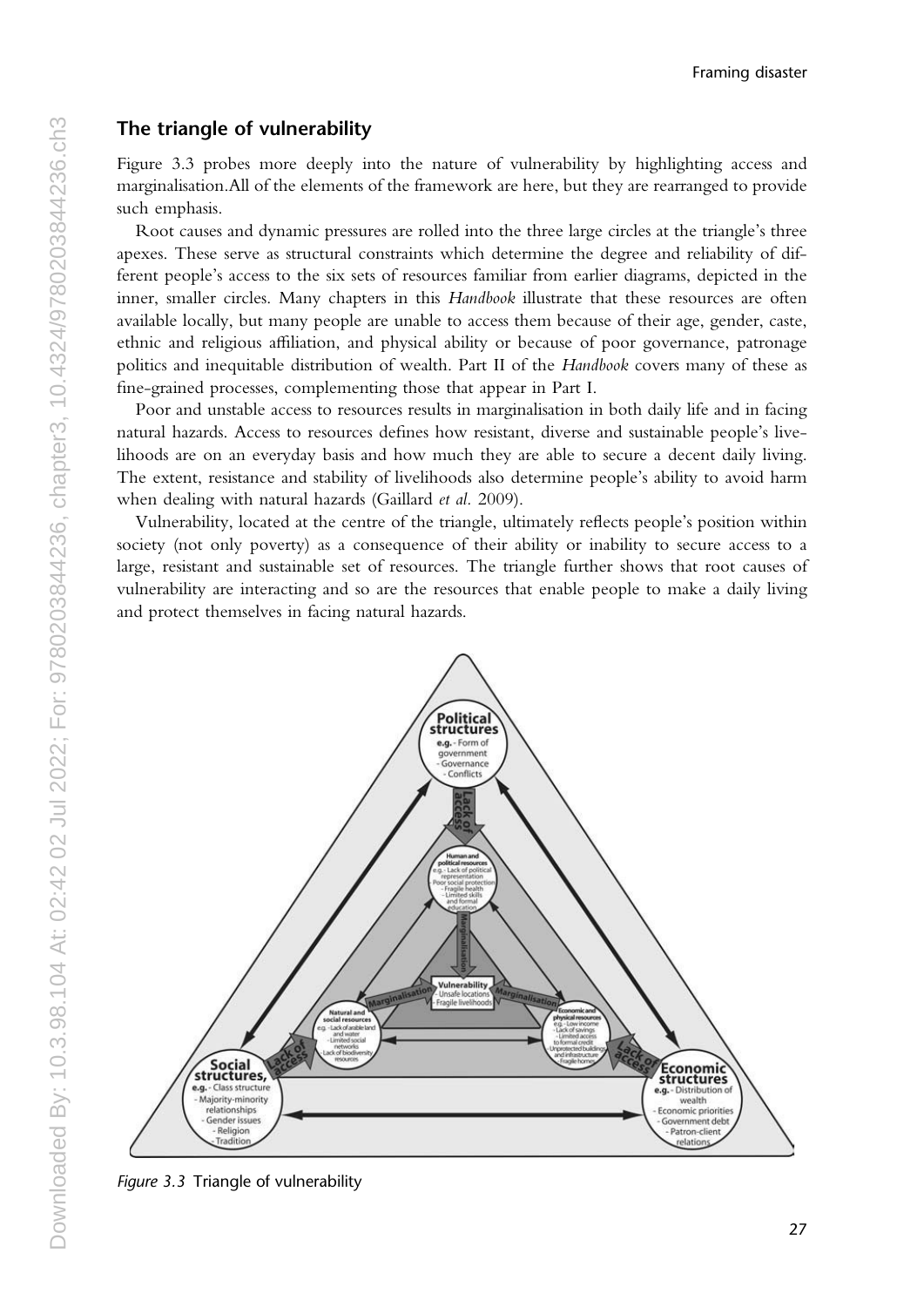## The triangle of vulnerability

Figure 3.3 probes more deeply into the nature of vulnerability by highlighting access and marginalisation.All of the elements of the framework are here, but they are rearranged to provide such emphasis.

Root causes and dynamic pressures are rolled into the three large circles at the triangle's three apexes. These serve as structural constraints which determine the degree and reliability of different people's access to the six sets of resources familiar from earlier diagrams, depicted in the inner, smaller circles. Many chapters in this *Handbook* illustrate that these resources are often available locally, but many people are unable to access them because of their age, gender, caste, ethnic and religious affiliation, and physical ability or because of poor governance, patronage politics and inequitable distribution of wealth. Part II of the *Handbook* covers many of these as fine-grained processes, complementing those that appear in Part I.

Poor and unstable access to resources results in marginalisation in both daily life and in facing natural hazards. Access to resources defines how resistant, diverse and sustainable people's livelihoods are on an everyday basis and how much they are able to secure a decent daily living. The extent, resistance and stability of livelihoods also determine people's ability to avoid harm when dealing with natural hazards (Gaillard *et al.* 2009).

Vulnerability, located at the centre of the triangle, ultimately reflects people's position within society (not only poverty) as a consequence of their ability or inability to secure access to a large, resistant and sustainable set of resources. The triangle further shows that root causes of vulnerability are interacting and so are the resources that enable people to make a daily living and protect themselves in facing natural hazards.

*Figure 3.3* Triangle of vulnerability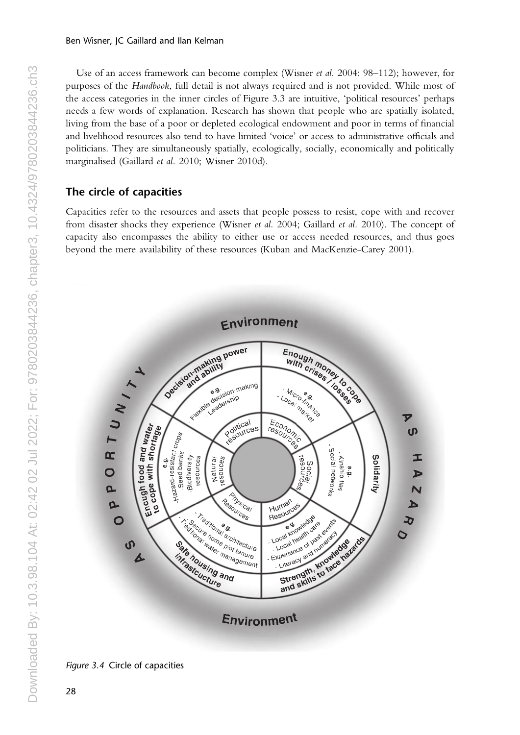Use of an access framework can become complex (Wisner *et al.* 2004: 98–112); however, for purposes of the *Handbook*, full detail is not always required and is not provided. While most of the access categories in the inner circles of Figure 3.3 are intuitive, 'political resources' perhaps needs a few words of explanation. Research has shown that people who are spatially isolated, living from the base of a poor or depleted ecological endowment and poor in terms of financial and livelihood resources also tend to have limited 'voice' or access to administrative officials and politicians. They are simultaneously spatially, ecologically, socially, economically and politically marginalised (Gaillard *et al.* 2010; Wisner 2010d).

## The circle of capacities

Capacities refer to the resources and assets that people possess to resist, cope with and recover from disaster shocks they experience (Wisner *et al.* 2004; Gaillard *et al.* 2010). The concept of capacity also encompasses the ability to either use or access needed resources, and thus goes beyond the mere availability of these resources (Kuban and MacKenzie-Carey 2001).

*Figure 3.4* Circle of capacities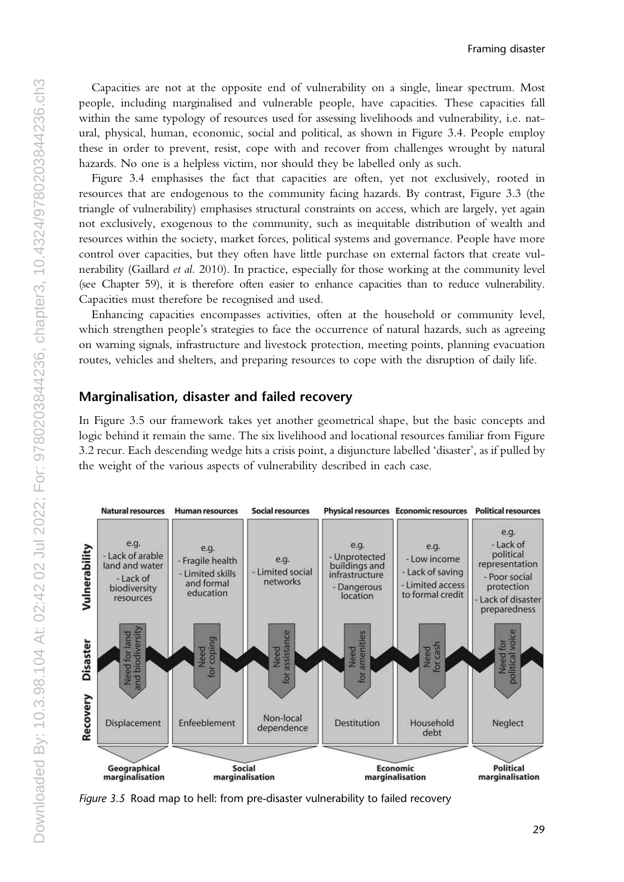Capacities are not at the opposite end of vulnerability on a single, linear spectrum. Most people, including marginalised and vulnerable people, have capacities. These capacities fall within the same typology of resources used for assessing livelihoods and vulnerability, i.e. natural, physical, human, economic, social and political, as shown in Figure 3.4. People employ these in order to prevent, resist, cope with and recover from challenges wrought by natural hazards. No one is a helpless victim, nor should they be labelled only as such.

Figure 3.4 emphasises the fact that capacities are often, yet not exclusively, rooted in resources that are endogenous to the community facing hazards. By contrast, Figure 3.3 (the triangle of vulnerability) emphasises structural constraints on access, which are largely, yet again not exclusively, exogenous to the community, such as inequitable distribution of wealth and resources within the society, market forces, political systems and governance. People have more control over capacities, but they often have little purchase on external factors that create vulnerability (Gaillard *et al.* 2010). In practice, especially for those working at the community level (see Chapter 59), it is therefore often easier to enhance capacities than to reduce vulnerability. Capacities must therefore be recognised and used.

Enhancing capacities encompasses activities, often at the household or community level, which strengthen people's strategies to face the occurrence of natural hazards, such as agreeing on warning signals, infrastructure and livestock protection, meeting points, planning evacuation routes, vehicles and shelters, and preparing resources to cope with the disruption of daily life.

## Marginalisation, disaster and failed recovery

In Figure 3.5 our framework takes yet another geometrical shape, but the basic concepts and logic behind it remain the same. The six livelihood and locational resources familiar from Figure 3.2 recur. Each descending wedge hits a crisis point, a disjuncture labelled 'disaster', as if pulled by the weight of the various aspects of vulnerability described in each case.

| | Natural resources | Human resources | Social resources | Physical resources | Economic resources | Political resources |
|---|---|---|---|---|---|---|
| **Vulnerability** | e.g. - Lack of arable land and water - Lack of biodiversity resources | e.g. - Fragile health - Limited skills and formal education | e.g. - Limited social networks | e.g. - Unprotected buildings and infrastructure - Dangerous location | e.g. - Low income - Lack of saving - Limited access to formal credit | e.g. - Lack of political representation - Poor social protection - Lack of disaster preparedness |
| **Disaster** | Need for land and biodiversity | Need for coping | Need for assistance | Need for amenities | Need for cash | Need for political voice |
| **Recovery** | Displacement | Enfeeblement | Non-local dependence | Destitution | Household debt | Neglect |
| | Geographical marginalisation | Social marginalisation | | Economic marginalisation | | Political marginalisation |

*Figure 3.5* Road map to hell: from pre-disaster vulnerability to failed recovery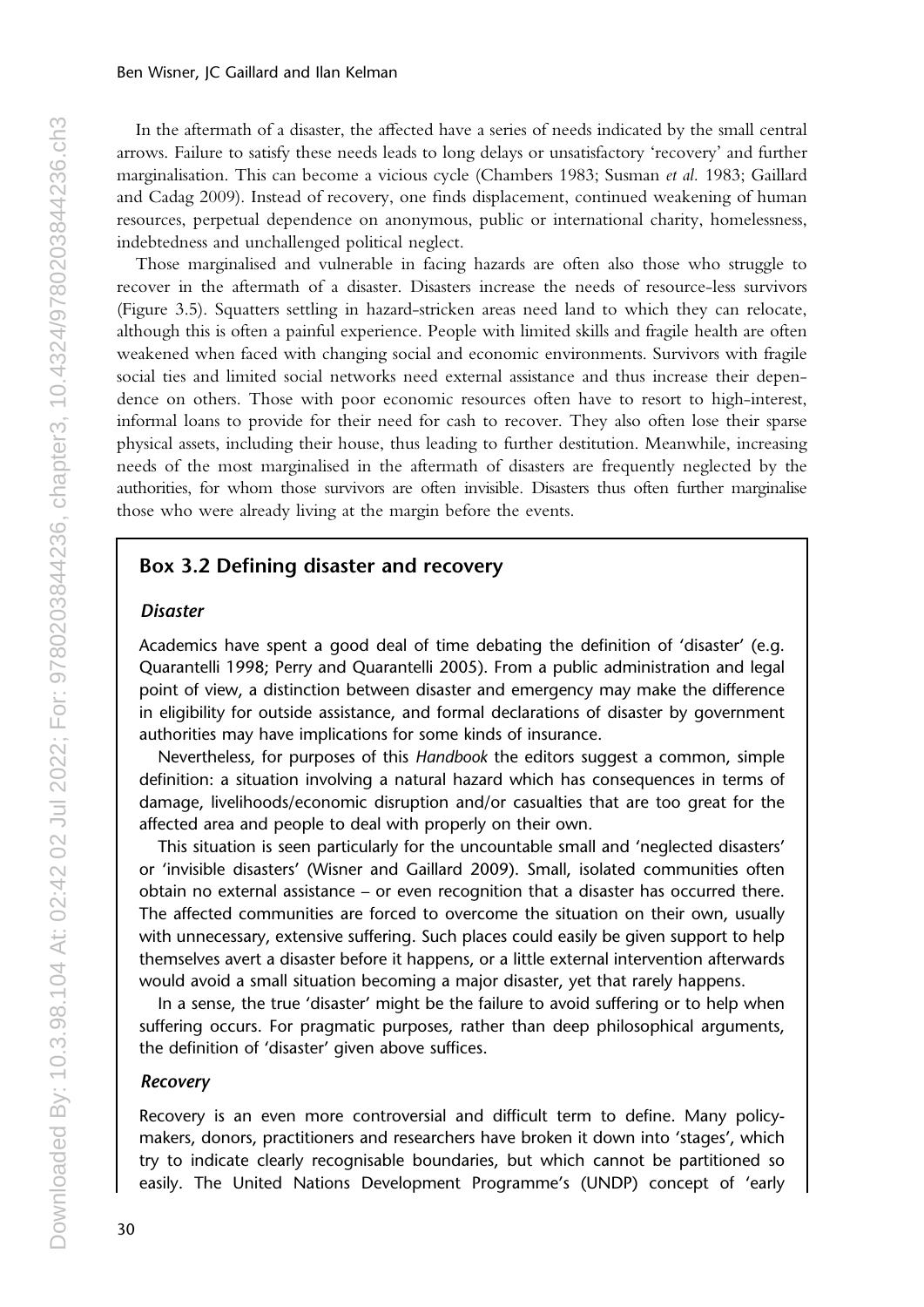In the aftermath of a disaster, the affected have a series of needs indicated by the small central arrows. Failure to satisfy these needs leads to long delays or unsatisfactory 'recovery' and further marginalisation. This can become a vicious cycle (Chambers 1983; Susman *et al.* 1983; Gaillard and Cadag 2009). Instead of recovery, one finds displacement, continued weakening of human resources, perpetual dependence on anonymous, public or international charity, homelessness, indebtedness and unchallenged political neglect.

Those marginalised and vulnerable in facing hazards are often also those who struggle to recover in the aftermath of a disaster. Disasters increase the needs of resource-less survivors (Figure 3.5). Squatters settling in hazard-stricken areas need land to which they can relocate, although this is often a painful experience. People with limited skills and fragile health are often weakened when faced with changing social and economic environments. Survivors with fragile social ties and limited social networks need external assistance and thus increase their dependence on others. Those with poor economic resources often have to resort to high-interest, informal loans to provide for their need for cash to recover. They also often lose their sparse physical assets, including their house, thus leading to further destitution. Meanwhile, increasing needs of the most marginalised in the aftermath of disasters are frequently neglected by the authorities, for whom those survivors are often invisible. Disasters thus often further marginalise those who were already living at the margin before the events.

## Box 3.2 Defining disaster and recovery

### *Disaster*

Academics have spent a good deal of time debating the definition of 'disaster' (e.g. Quarantelli 1998; Perry and Quarantelli 2005). From a public administration and legal point of view, a distinction between disaster and emergency may make the difference in eligibility for outside assistance, and formal declarations of disaster by government authorities may have implications for some kinds of insurance.

Nevertheless, for purposes of this *Handbook* the editors suggest a common, simple definition: a situation involving a natural hazard which has consequences in terms of damage, livelihoods/economic disruption and/or casualties that are too great for the affected area and people to deal with properly on their own.

This situation is seen particularly for the uncountable small and 'neglected disasters' or 'invisible disasters' (Wisner and Gaillard 2009). Small, isolated communities often obtain no external assistance – or even recognition that a disaster has occurred there. The affected communities are forced to overcome the situation on their own, usually with unnecessary, extensive suffering. Such places could easily be given support to help themselves avert a disaster before it happens, or a little external intervention afterwards would avoid a small situation becoming a major disaster, yet that rarely happens.

In a sense, the true 'disaster' might be the failure to avoid suffering or to help when suffering occurs. For pragmatic purposes, rather than deep philosophical arguments, the definition of 'disaster' given above suffices.

### *Recovery*

Recovery is an even more controversial and difficult term to define. Many policy-makers, donors, practitioners and researchers have broken it down into 'stages', which try to indicate clearly recognisable boundaries, but which cannot be partitioned so easily. The United Nations Development Programme's (UNDP) concept of 'early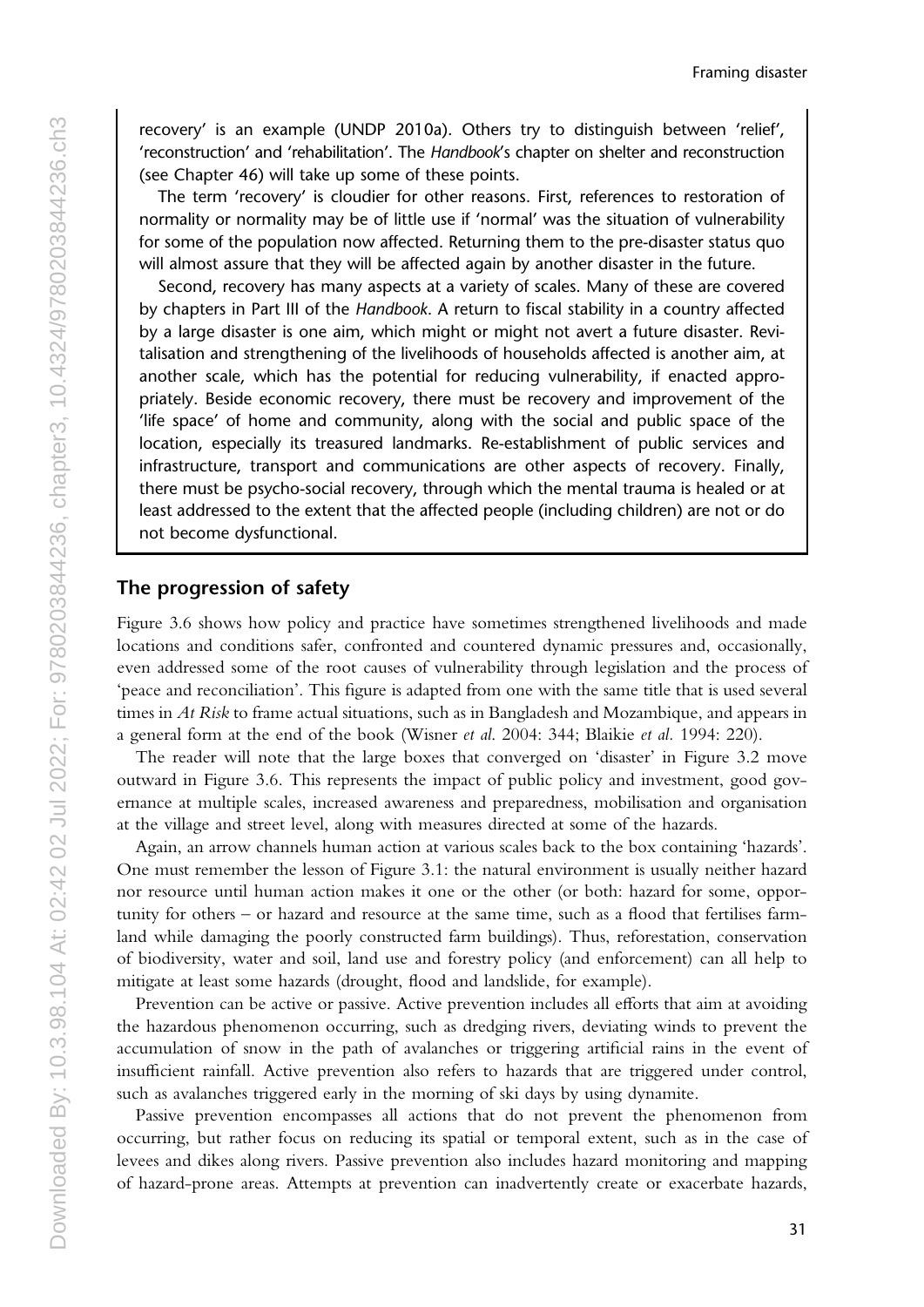recovery' is an example (UNDP 2010a). Others try to distinguish between 'relief', 'reconstruction' and 'rehabilitation'. The *Handbook*'s chapter on shelter and reconstruction (see Chapter 46) will take up some of these points.

The term 'recovery' is cloudier for other reasons. First, references to restoration of normality or normality may be of little use if 'normal' was the situation of vulnerability for some of the population now affected. Returning them to the pre-disaster status quo will almost assure that they will be affected again by another disaster in the future.

Second, recovery has many aspects at a variety of scales. Many of these are covered by chapters in Part III of the *Handbook*. A return to fiscal stability in a country affected by a large disaster is one aim, which might or might not avert a future disaster. Revitalisation and strengthening of the livelihoods of households affected is another aim, at another scale, which has the potential for reducing vulnerability, if enacted appropriately. Beside economic recovery, there must be recovery and improvement of the 'life space' of home and community, along with the social and public space of the location, especially its treasured landmarks. Re-establishment of public services and infrastructure, transport and communications are other aspects of recovery. Finally, there must be psycho-social recovery, through which the mental trauma is healed or at least addressed to the extent that the affected people (including children) are not or do not become dysfunctional.

## The progression of safety

Figure 3.6 shows how policy and practice have sometimes strengthened livelihoods and made locations and conditions safer, confronted and countered dynamic pressures and, occasionally, even addressed some of the root causes of vulnerability through legislation and the process of 'peace and reconciliation'. This figure is adapted from one with the same title that is used several times in *At Risk* to frame actual situations, such as in Bangladesh and Mozambique, and appears in a general form at the end of the book (Wisner *et al.* 2004: 344; Blaikie *et al.* 1994: 220).

The reader will note that the large boxes that converged on 'disaster' in Figure 3.2 move outward in Figure 3.6. This represents the impact of public policy and investment, good governance at multiple scales, increased awareness and preparedness, mobilisation and organisation at the village and street level, along with measures directed at some of the hazards.

Again, an arrow channels human action at various scales back to the box containing 'hazards'. One must remember the lesson of Figure 3.1: the natural environment is usually neither hazard nor resource until human action makes it one or the other (or both: hazard for some, opportunity for others – or hazard and resource at the same time, such as a flood that fertilises farmland while damaging the poorly constructed farm buildings). Thus, reforestation, conservation of biodiversity, water and soil, land use and forestry policy (and enforcement) can all help to mitigate at least some hazards (drought, flood and landslide, for example).

Prevention can be active or passive. Active prevention includes all efforts that aim at avoiding the hazardous phenomenon occurring, such as dredging rivers, deviating winds to prevent the accumulation of snow in the path of avalanches or triggering artificial rains in the event of insufficient rainfall. Active prevention also refers to hazards that are triggered under control, such as avalanches triggered early in the morning of ski days by using dynamite.

Passive prevention encompasses all actions that do not prevent the phenomenon from occurring, but rather focus on reducing its spatial or temporal extent, such as in the case of levees and dikes along rivers. Passive prevention also includes hazard monitoring and mapping of hazard-prone areas. Attempts at prevention can inadvertently create or exacerbate hazards,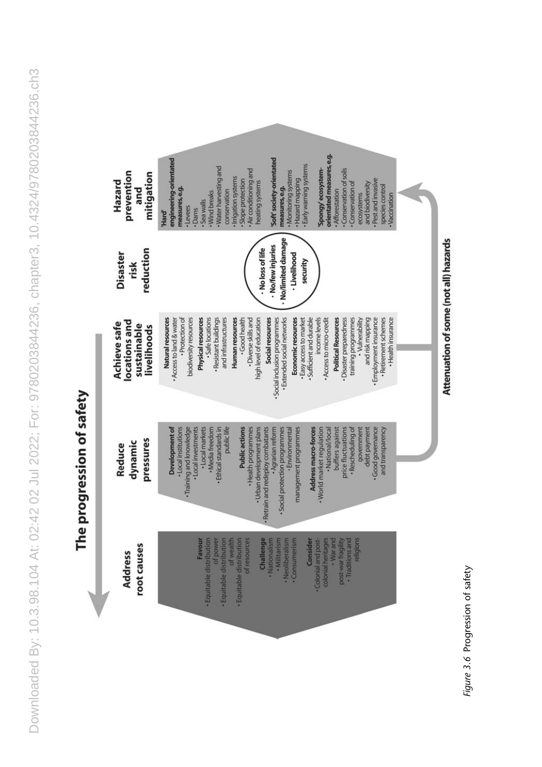# The progression of safety

**Address root causes**

**Favour**
- Equitable distribution of power
- Equitable distribution of wealth
- Equitable distribution of resources

**Challenge**
- Nationalism
- Militarism
- Neoliberalism
- Consumerism

**Consider**
- Colonial and post-colonial heritages
- War and post-war fragility
- Traditions and religions

**Reduce dynamic pressures**

**Development of**
- Local institutions
- Training and knowledge
- Local investments
- Local markets
- Media freedom
- Ethical standards in public life

**Public actions**
- Health programmes
- Urban development plans
- Retrain and redeploy combatants
- Agrarian reform
- Social protection programmes
- Environmental management programmes

**Address macro-forces**
- World market regulation
- National/local buffers against price fluctuations
- Rescheduling of government debt payment
- Good governance and transparency

**Achieve safe locations and sustainable livelihoods**

**Natural resources**
- Access to land & water
- Protection of biodiversity resources

**Physical resources**
- Safe locations
- Resistant buildings and infrastructures

**Human resources**
- Good health
- Diverse skills and high level of education

**Social resources**
- Social inclusion programmes
- Extended social networks

**Economic resources**
- Easy access to market
- Sufficient and durable income levels
- Access to micro-credit

**Political Resources**
- Disaster preparedness training programmes
- Vulnerability and risk mapping
- Employment insurance
- Retirement schemes
- Health insurance

**Disaster risk reduction**
- No loss of life
- No/few injuries
- No/limited damage
- Livelihood security

**Hazard prevention and mitigation**

**'Hard' engineering-orientated measures, e.g.**
- Levees
- Dams
- Sea walls
- Wind breaks
- Water harvesting and conservation
- Irrigation systems
- Slope protection
- Air conditioning and heating systems

**'Soft' society-orientated measures, e.g.**
- Monitoring systems
- Hazard mapping
- Early warning systems

**'Spongy' ecosystem-orientated measures, e.g.**
- Afforestation
- Conservation of soils
- Conservation of ecosystems and biodiversity
- Pest and invasive species control
- Vaccination

**Attenuation of some (not all) hazards**

*Figure 3.6* Progression of safety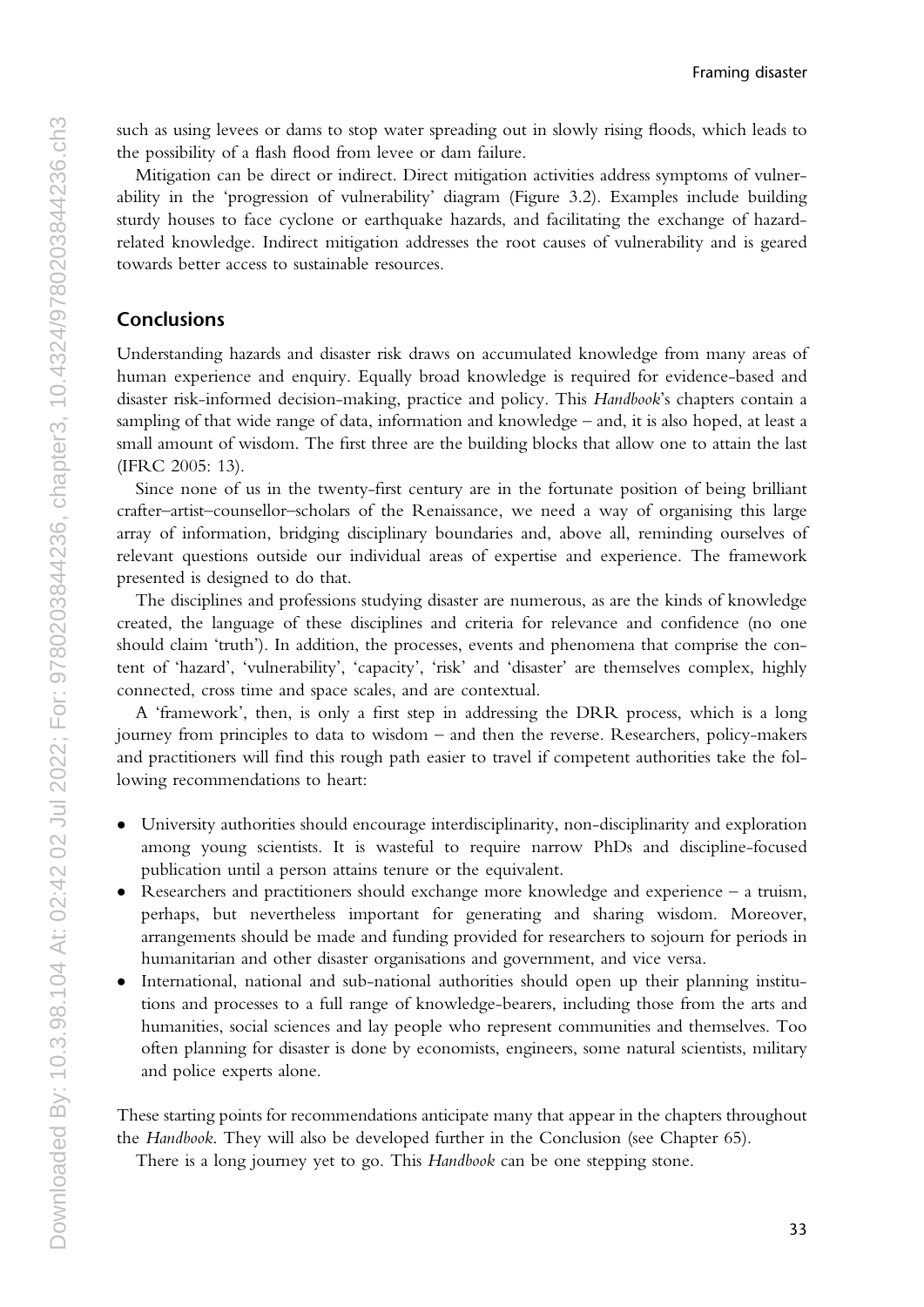such as using levees or dams to stop water spreading out in slowly rising floods, which leads to the possibility of a flash flood from levee or dam failure.

Mitigation can be direct or indirect. Direct mitigation activities address symptoms of vulnerability in the 'progression of vulnerability' diagram (Figure 3.2). Examples include building sturdy houses to face cyclone or earthquake hazards, and facilitating the exchange of hazard-related knowledge. Indirect mitigation addresses the root causes of vulnerability and is geared towards better access to sustainable resources.

## Conclusions

Understanding hazards and disaster risk draws on accumulated knowledge from many areas of human experience and enquiry. Equally broad knowledge is required for evidence-based and disaster risk-informed decision-making, practice and policy. This *Handbook*'s chapters contain a sampling of that wide range of data, information and knowledge – and, it is also hoped, at least a small amount of wisdom. The first three are the building blocks that allow one to attain the last (IFRC 2005: 13).

Since none of us in the twenty-first century are in the fortunate position of being brilliant crafter–artist–counsellor–scholars of the Renaissance, we need a way of organising this large array of information, bridging disciplinary boundaries and, above all, reminding ourselves of relevant questions outside our individual areas of expertise and experience. The framework presented is designed to do that.

The disciplines and professions studying disaster are numerous, as are the kinds of knowledge created, the language of these disciplines and criteria for relevance and confidence (no one should claim 'truth'). In addition, the processes, events and phenomena that comprise the content of 'hazard', 'vulnerability', 'capacity', 'risk' and 'disaster' are themselves complex, highly connected, cross time and space scales, and are contextual.

A 'framework', then, is only a first step in addressing the DRR process, which is a long journey from principles to data to wisdom – and then the reverse. Researchers, policy-makers and practitioners will find this rough path easier to travel if competent authorities take the following recommendations to heart:

- University authorities should encourage interdisciplinarity, non-disciplinarity and exploration among young scientists. It is wasteful to require narrow PhDs and discipline-focused publication until a person attains tenure or the equivalent.
- Researchers and practitioners should exchange more knowledge and experience – a truism, perhaps, but nevertheless important for generating and sharing wisdom. Moreover, arrangements should be made and funding provided for researchers to sojourn for periods in humanitarian and other disaster organisations and government, and vice versa.
- International, national and sub-national authorities should open up their planning institutions and processes to a full range of knowledge-bearers, including those from the arts and humanities, social sciences and lay people who represent communities and themselves. Too often planning for disaster is done by economists, engineers, some natural scientists, military and police experts alone.

These starting points for recommendations anticipate many that appear in the chapters throughout the *Handbook*. They will also be developed further in the Conclusion (see Chapter 65).

There is a long journey yet to go. This *Handbook* can be one stepping stone.